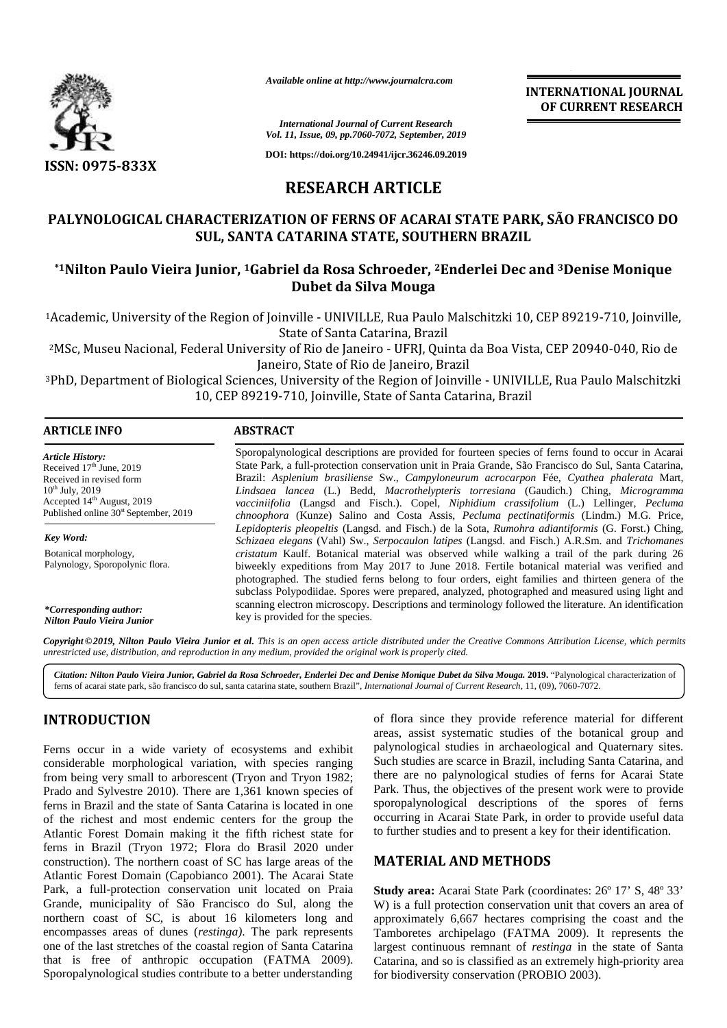Available online at http://www.journalcra.com

International Journal of Current Research
Vol. 11, Issue, 09, pp.7060-7072, September, 2019

DOI: https://doi.org/10.24941/ijcr.36246.09.2019

ISSN: 0975-833X

**INTERNATIONAL JOURNAL OF CURRENT RESEARCH**

## RESEARCH ARTICLE

# PALYNOLOGICAL CHARACTERIZATION OF FERNS OF ACARAI STATE PARK, SÃO FRANCISCO DO SUL, SANTA CATARINA STATE, SOUTHERN BRAZIL

**[*1]Nilton Paulo Vieira Junior, [1]Gabriel da Rosa Schroeder, [2]Enderlei Dec and [3]Denise Monique Dubet da Silva Mouga**

[1]Academic, University of the Region of Joinville - UNIVILLE, Rua Paulo Malschitzki 10, CEP 89219-710, Joinville, State of Santa Catarina, Brazil

[2]MSc, Museu Nacional, Federal University of Rio de Janeiro - UFRJ, Quinta da Boa Vista, CEP 20940-040, Rio de Janeiro, State of Rio de Janeiro, Brazil

[3]PhD, Department of Biological Sciences, University of the Region of Joinville - UNIVILLE, Rua Paulo Malschitzki 10, CEP 89219-710, Joinville, State of Santa Catarina, Brazil

**ARTICLE INFO**

*Article History:*
Received 17[th] June, 2019
Received in revised form
10[th] July, 2019
Accepted 14[th] August, 2019
Published online 30[st] September, 2019

*Key Word:*
Botanical morphology,
Palynology, Sporopolynic flora.

*\*Corresponding author:*
*Nilton Paulo Vieira Junior*

**ABSTRACT**

Sporopalynological descriptions are provided for fourteen species of ferns found to occur in Acarai State Park, a full-protection conservation unit in Praia Grande, São Francisco do Sul, Santa Catarina, Brazil: *Asplenium brasiliense* Sw., *Campyloneurum acrocarpon* Fée, *Cyathea phalerata* Mart, *Lindsaea lancea* (L.) Bedd, *Macrothelypteris torresiana* (Gaudich.) Ching, *Microgramma vacciniifolia* (Langsd and Fisch.). Copel, *Niphidium crassifolium* (L.) Lellinger, *Pecluma chnoophora* (Kunze) Salino and Costa Assis, *Pecluma pectinatiformis* (Lindm.) M.G. Price, *Lepidopteris pleopeltis* (Langsd. and Fisch.) de la Sota, *Rumohra adiantiformis* (G. Forst.) Ching, *Schizaea elegans* (Vahl) Sw., *Serpocaulon latipes* (Langsd. and Fisch.) A.R.Sm. and *Trichomanes cristatum* Kaulf. Botanical material was observed while walking a trail of the park during 26 biweekly expeditions from May 2017 to June 2018. Fertile botanical material was verified and photographed. The studied ferns belong to four orders, eight families and thirteen genera of the subclass Polypodiidae. Spores were prepared, analyzed, photographed and measured using light and scanning electron microscopy. Descriptions and terminology followed the literature. An identification key is provided for the species.

***Copyright©2019, Nilton Paulo Vieira Junior et al.** This is an open access article distributed under the Creative Commons Attribution License, which permits unrestricted use, distribution, and reproduction in any medium, provided the original work is properly cited.*

***Citation: Nilton Paulo Vieira Junior, Gabriel da Rosa Schroeder, Enderlei Dec and Denise Monique Dubet da Silva Mouga. 2019.** "Palynological characterization of ferns of acarai state park, são francisco do sul, santa catarina state, southern Brazil", International Journal of Current Research, 11, (09), 7060-7072.*

## INTRODUCTION

Ferns occur in a wide variety of ecosystems and exhibit considerable morphological variation, with species ranging from being very small to arborescent (Tryon and Tryon 1982; Prado and Sylvestre 2010). There are 1,361 known species of ferns in Brazil and the state of Santa Catarina is located in one of the richest and most endemic centers for the group the Atlantic Forest Domain making it the fifth richest state for ferns in Brazil (Tryon 1972; Flora do Brasil 2020 under construction). The northern coast of SC has large areas of the Atlantic Forest Domain (Capobianco 2001). The Acarai State Park, a full-protection conservation unit located on Praia Grande, municipality of São Francisco do Sul, along the northern coast of SC, is about 16 kilometers long and encompasses areas of dunes (*restinga)*. The park represents one of the last stretches of the coastal region of Santa Catarina that is free of anthropic occupation (FATMA 2009). Sporopalynological studies contribute to a better understanding of flora since they provide reference material for different areas, assist systematic studies of the botanical group and palynological studies in archaeological and Quaternary sites. Such studies are scarce in Brazil, including Santa Catarina, and there are no palynological studies of ferns for Acarai State Park. Thus, the objectives of the present work were to provide sporopalynological descriptions of the spores of ferns occurring in Acarai State Park, in order to provide useful data to further studies and to present a key for their identification.

## MATERIAL AND METHODS

**Study area:** Acarai State Park (coordinates: 26º 17' S, 48º 33' W) is a full protection conservation unit that covers an area of approximately 6,667 hectares comprising the coast and the Tamboretes archipelago (FATMA 2009). It represents the largest continuous remnant of *restinga* in the state of Santa Catarina, and so is classified as an extremely high-priority area for biodiversity conservation (PROBIO 2003).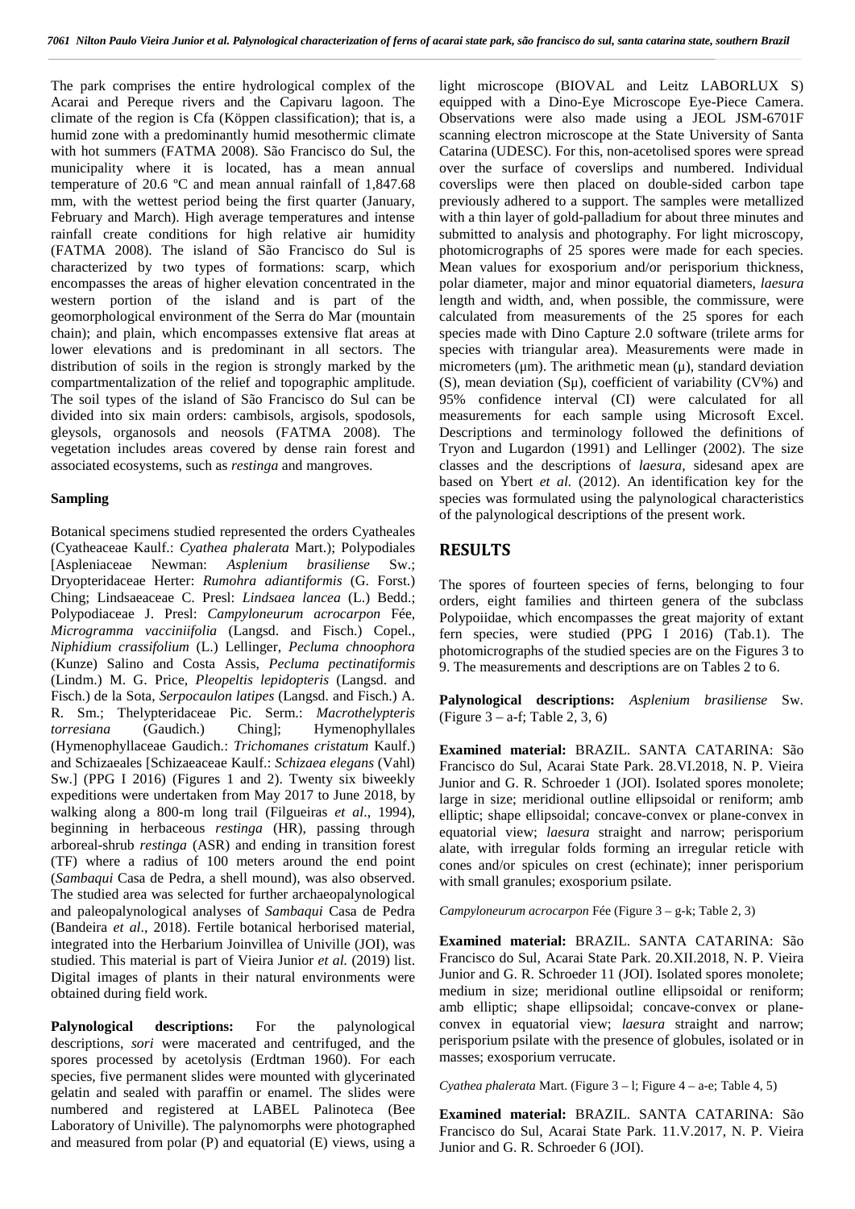The park comprises the entire hydrological complex of the Acarai and Pereque rivers and the Capivaru lagoon. The climate of the region is Cfa (Köppen classification); that is, a humid zone with a predominantly humid mesothermic climate with hot summers (FATMA 2008). São Francisco do Sul, the municipality where it is located, has a mean annual temperature of 20.6 ºC and mean annual rainfall of 1,847.68 mm, with the wettest period being the first quarter (January, February and March). High average temperatures and intense rainfall create conditions for high relative air humidity (FATMA 2008). The island of São Francisco do Sul is characterized by two types of formations: scarp, which encompasses the areas of higher elevation concentrated in the western portion of the island and is part of the geomorphological environment of the Serra do Mar (mountain chain); and plain, which encompasses extensive flat areas at lower elevations and is predominant in all sectors. The distribution of soils in the region is strongly marked by the compartmentalization of the relief and topographic amplitude. The soil types of the island of São Francisco do Sul can be divided into six main orders: cambisols, argisols, spodosols, gleysols, organosols and neosols (FATMA 2008). The vegetation includes areas covered by dense rain forest and associated ecosystems, such as *restinga* and mangroves.

**Sampling**

Botanical specimens studied represented the orders Cyatheales (Cyatheaceae Kaulf.: *Cyathea phalerata* Mart.); Polypodiales [Aspleniaceae Newman: *Asplenium brasiliense* Sw.; Dryopteridaceae Herter: *Rumohra adiantiformis* (G. Forst.) Ching; Lindsaeaceae C. Presl: *Lindsaea lancea* (L.) Bedd.; Polypodiaceae J. Presl: *Campyloneurum acrocarpon* Fée, *Microgramma vacciniifolia* (Langsd. and Fisch.) Copel., *Niphidium crassifolium* (L.) Lellinger, *Pecluma chnoophora* (Kunze) Salino and Costa Assis, *Pecluma pectinatiformis* (Lindm.) M. G. Price, *Pleopeltis lepidopteris* (Langsd. and Fisch.) de la Sota, *Serpocaulon latipes* (Langsd. and Fisch.) A. R. Sm.; Thelypteridaceae Pic. Serm.: *Macrothelypteris torresiana* (Gaudich.) Ching]; Hymenophyllales (Hymenophyllaceae Gaudich.: *Trichomanes cristatum* Kaulf.) and Schizaeales [Schizaeaceae Kaulf.: *Schizaea elegans* (Vahl) Sw.] (PPG I 2016) (Figures 1 and 2). Twenty six biweekly expeditions were undertaken from May 2017 to June 2018, by walking along a 800-m long trail (Filgueiras *et al*., 1994), beginning in herbaceous *restinga* (HR), passing through arboreal-shrub *restinga* (ASR) and ending in transition forest (TF) where a radius of 100 meters around the end point (*Sambaqui* Casa de Pedra, a shell mound), was also observed. The studied area was selected for further archaeopalynological and paleopalynological analyses of *Sambaqui* Casa de Pedra (Bandeira *et al*., 2018). Fertile botanical herborised material, integrated into the Herbarium Joinvillea of Univille (JOI), was studied. This material is part of Vieira Junior *et al.* (2019) list. Digital images of plants in their natural environments were obtained during field work.

**Palynological descriptions:** For the palynological descriptions, *sori* were macerated and centrifuged, and the spores processed by acetolysis (Erdtman 1960). For each species, five permanent slides were mounted with glycerinated gelatin and sealed with paraffin or enamel. The slides were numbered and registered at LABEL Palinoteca (Bee Laboratory of Univille). The palynomorphs were photographed and measured from polar (P) and equatorial (E) views, using a light microscope (BIOVAL and Leitz LABORLUX S) equipped with a Dino-Eye Microscope Eye-Piece Camera. Observations were also made using a JEOL JSM-6701F scanning electron microscope at the State University of Santa Catarina (UDESC). For this, non-acetolised spores were spread over the surface of coverslips and numbered. Individual coverslips were then placed on double-sided carbon tape previously adhered to a support. The samples were metallized with a thin layer of gold-palladium for about three minutes and submitted to analysis and photography. For light microscopy, photomicrographs of 25 spores were made for each species. Mean values for exosporium and/or perisporium thickness, polar diameter, major and minor equatorial diameters, *laesura* length and width, and, when possible, the commissure, were calculated from measurements of the 25 spores for each species made with Dino Capture 2.0 software (trilete arms for species with triangular area). Measurements were made in micrometers (µm). The arithmetic mean (µ), standard deviation (S), mean deviation (Sµ), coefficient of variability (CV%) and 95% confidence interval (CI) were calculated for all measurements for each sample using Microsoft Excel. Descriptions and terminology followed the definitions of Tryon and Lugardon (1991) and Lellinger (2002). The size classes and the descriptions of *laesura*, sidesand apex are based on Ybert *et al.* (2012). An identification key for the species was formulated using the palynological characteristics of the palynological descriptions of the present work.

## RESULTS

The spores of fourteen species of ferns, belonging to four orders, eight families and thirteen genera of the subclass Polypoiidae, which encompasses the great majority of extant fern species, were studied (PPG I 2016) (Tab.1). The photomicrographs of the studied species are on the Figures 3 to 9. The measurements and descriptions are on Tables 2 to 6.

**Palynological descriptions:** *Asplenium brasiliense* Sw. (Figure 3 – a-f; Table 2, 3, 6)

**Examined material:** BRAZIL. SANTA CATARINA: São Francisco do Sul, Acarai State Park. 28.VI.2018, N. P. Vieira Junior and G. R. Schroeder 1 (JOI). Isolated spores monolete; large in size; meridional outline ellipsoidal or reniform; amb elliptic; shape ellipsoidal; concave-convex or plane-convex in equatorial view; *laesura* straight and narrow; perisporium alate, with irregular folds forming an irregular reticle with cones and/or spicules on crest (echinate); inner perisporium with small granules; exosporium psilate.

*Campyloneurum acrocarpon* Fée (Figure 3 – g-k; Table 2, 3)

**Examined material:** BRAZIL. SANTA CATARINA: São Francisco do Sul, Acarai State Park. 20.XII.2018, N. P. Vieira Junior and G. R. Schroeder 11 (JOI). Isolated spores monolete; medium in size; meridional outline ellipsoidal or reniform; amb elliptic; shape ellipsoidal; concave-convex or plane-convex in equatorial view; *laesura* straight and narrow; perisporium psilate with the presence of globules, isolated or in masses; exosporium verrucate.

*Cyathea phalerata* Mart. (Figure 3 – l; Figure 4 – a-e; Table 4, 5)

**Examined material:** BRAZIL. SANTA CATARINA: São Francisco do Sul, Acarai State Park. 11.V.2017, N. P. Vieira Junior and G. R. Schroeder 6 (JOI).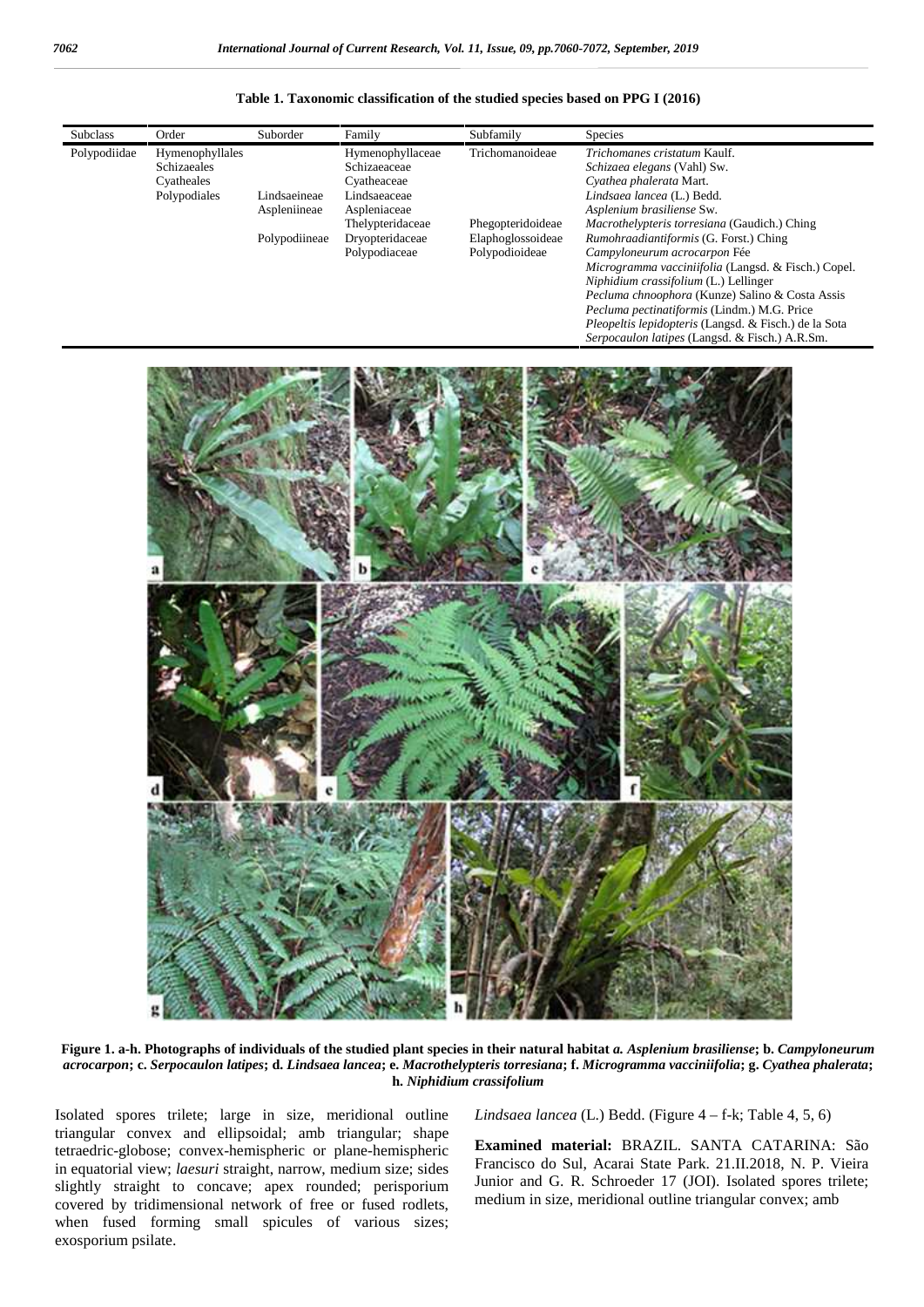**Table 1. Taxonomic classification of the studied species based on PPG I (2016)**

| Subclass | Order | Suborder | Family | Subfamily | Species |
|---|---|---|---|---|---|
| Polypodiidae | Hymenophyllales | | Hymenophyllaceae | Trichomanoideae | *Trichomanes cristatum* Kaulf. |
| | Schizaeales | | Schizaeaceae | | *Schizaea elegans* (Vahl) Sw. |
| | Cyatheales | | Cyatheaceae | | *Cyathea phalerata* Mart. |
| | Polypodiales | Lindsaeineae | Lindsaeaceae | | *Lindsaea lancea* (L.) Bedd. |
| | | Aspleniineae | Aspleniaceae | | *Asplenium brasiliense* Sw. |
| | | | Thelypteridaceae | Phegopteridoideae | *Macrothelypteris torresiana* (Gaudich.) Ching |
| | | Polypodiineae | Dryopteridaceae | Elaphoglossoideae | *Rumohraadiantiformis* (G. Forst.) Ching |
| | | | Polypodiaceae | Polypodioideae | *Campyloneurum acrocarpon* Fée |
| | | | | | *Microgramma vacciniifolia* (Langsd. & Fisch.) Copel. |
| | | | | | *Niphidium crassifolium* (L.) Lellinger |
| | | | | | *Pecluma chnoophora* (Kunze) Salino & Costa Assis |
| | | | | | *Pecluma pectinatiformis* (Lindm.) M.G. Price |
| | | | | | *Pleopeltis lepidopteris* (Langsd. & Fisch.) de la Sota |
| | | | | | *Serpocaulon latipes* (Langsd. & Fisch.) A.R.Sm. |

**Figure 1. a-h. Photographs of individuals of the studied plant species in their natural habitat *a. Asplenium brasiliense*; b. *Campyloneurum acrocarpon*; c. *Serpocaulon latipes*; d. *Lindsaea lancea*; e. *Macrothelypteris torresiana*; f. *Microgramma vacciniifolia*; g. *Cyathea phalerata*; h. *Niphidium crassifolium***

Isolated spores trilete; large in size, meridional outline triangular convex and ellipsoidal; amb triangular; shape tetraedric-globose; convex-hemispheric or plane-hemispheric in equatorial view; *laesuri* straight, narrow, medium size; sides slightly straight to concave; apex rounded; perisporium covered by tridimensional network of free or fused rodlets, when fused forming small spicules of various sizes; exosporium psilate.

*Lindsaea lancea* (L.) Bedd. (Figure 4 – f-k; Table 4, 5, 6)

**Examined material:** BRAZIL. SANTA CATARINA: São Francisco do Sul, Acarai State Park. 21.II.2018, N. P. Vieira Junior and G. R. Schroeder 17 (JOI). Isolated spores trilete; medium in size, meridional outline triangular convex; amb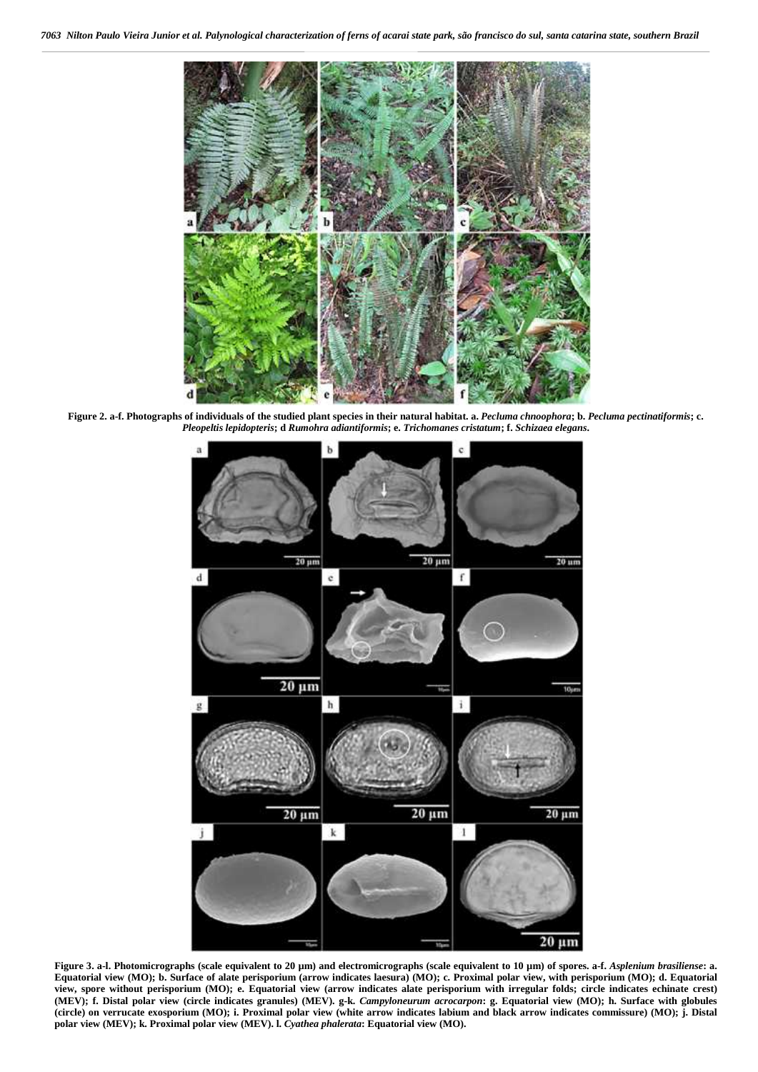**Figure 2. a-f. Photographs of individuals of the studied plant species in their natural habitat. a. *Pecluma chnoophora*; b. *Pecluma pectinatiformis*; c. *Pleopeltis lepidopteris*; d *Rumohra adiantiformis*; e. *Trichomanes cristatum*; f. *Schizaea elegans*.**

**Figure 3. a-l. Photomicrographs (scale equivalent to 20 µm) and electromicrographs (scale equivalent to 10 µm) of spores. a-f. *Asplenium brasiliense*: a. Equatorial view (MO); b. Surface of alate perisporium (arrow indicates laesura) (MO); c. Proximal polar view, with perisporium (MO); d. Equatorial view, spore without perisporium (MO); e. Equatorial view (arrow indicates alate perisporium with irregular folds; circle indicates echinate crest) (MEV); f. Distal polar view (circle indicates granules) (MEV). g-k. *Campyloneurum acrocarpon*: g. Equatorial view (MO); h. Surface with globules (circle) on verrucate exosporium (MO); i. Proximal polar view (white arrow indicates labium and black arrow indicates commissure) (MO); j. Distal polar view (MEV); k. Proximal polar view (MEV). l. *Cyathea phalerata*: Equatorial view (MO).**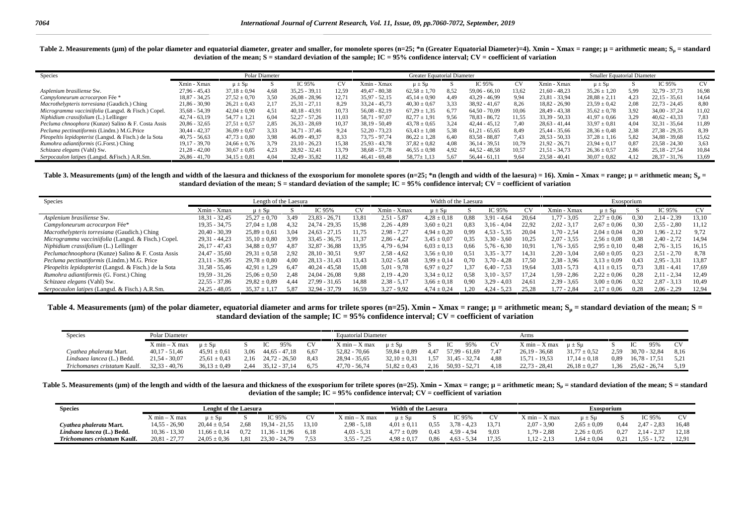**Table 2. Measurements (µm) of the polar diameter and equatorial diameter, greater and smaller, for monolete spores (n=25; *n (Greater Equatorial Diameter)=4). Xmin – Xmax = range; µ = arithmetic mean; $S_µ$ = standard deviation of the mean; S = standard deviation of the sample; IC = 95% confidence interval; CV = coefficient of variation**

| Species | Polar Diameter | | | | | Greater Equatorial Diameter | | | | | Smaller Equatorial Diameter | | | | |
|---|---|---|---|---|---|---|---|---|---|---|---|---|---|---|---|
| | Xmin - Xmax | µ ± Sµ | S | IC 95% | CV | Xmin - Xmax | µ ± Sµ | S | IC 95% | CV | Xmin - Xmax | µ ± Sµ | S | IC 95% | CV |
| *Asplenium brasiliense* Sw. | 27,96 - 45,43 | 37,18 ± 0,94 | 4,68 | 35,25 - 39,11 | 12,59 | 49,47 - 80,38 | 62,58 ± 1,70 | 8,52 | 59,06 - 66,10 | 13,62 | 21,60 - 48,23 | 35,26 ± 1,20 | 5,99 | 32,79 - 37,73 | 16,98 |
| *Campyloneurum acrocarpon* Fée * | 18,87 - 34,25 | 27,52 ± 0,70 | 3,50 | 26,08 - 28,96 | 12,71 | 35,97 - 52,15 | 45,14 ± 0,90 | 4,49 | 43,29 - 46,99 | 9,94 | 23,81 - 33,94 | 28,88 ± 2,11 | 4,23 | 22,15 - 35,61 | 14,64 |
| *Macrothelypteris torresiana* (Gaudich.) Ching | 21,86 - 30,90 | 26,21 ± 0,43 | 2,17 | 25,31 - 27,11 | 8,29 | 33,24 - 45,73 | 40,30 ± 0,67 | 3,33 | 38,92 - 41,67 | 8,26 | 18,82 - 26,90 | 23,59 ± 0,42 | 2,08 | 22,73 - 24,45 | 8,80 |
| *Microgramma vacciniifolia* (Langsd. & Fisch.) Copel. | 35,68 - 54,39 | 42,04 ± 0,90 | 4,51 | 40,18 - 43,91 | 10,73 | 56,08 - 82,19 | 67,29 ± 1,35 | 6,77 | 64,50 - 70,09 | 10,06 | 28,49 - 43,38 | 35,62 ± 0,78 | 3,92 | 34,00 - 37,24 | 11,02 |
| *Niphidium crassifolium* (L.) Lellinger | 42,74 - 63,19 | 54,77 ± 1,21 | 6,04 | 52,27 - 57,26 | 11,03 | 58,71 - 97,07 | 82,77 ± 1,91 | 9,56 | 78,83 - 86,72 | 11,55 | 33,39 - 50,33 | 41,97 ± 0,66 | 3,29 | 40,62 - 43,33 | 7,83 |
| *Pecluma chnoophora* (Kunze) Salino & F. Costa Assis | 20,86 - 32,65 | 27,51 ± 0,57 | 2,85 | 26,33 - 28,69 | 10,37 | 38,19 - 50,49 | 43,78 ± 0,65 | 3,24 | 42,44 - 45,12 | 7,40 | 28,63 - 41,44 | 33,97 ± 0,81 | 4,04 | 32,31 - 35,64 | 11,89 |
| *Pecluma pectinatiformis* (Lindm.) M.G.Price | 30,44 - 42,37 | 36,09 ± 0,67 | 3,33 | 34,71 - 37,46 | 9,24 | 52,20 - 73,23 | 63,43 ± 1,08 | 5,38 | 61,21 - 65,65 | 8,49 | 25,44 - 35,66 | 28,36 ± 0,48 | 2,38 | 27,38 - 29,35 | 8,39 |
| *Pleopeltis lepidopterist* (Langsd. & Fisch.) de la Sota | 40,75 - 56,63 | 47,73 ± 0,80 | 3,98 | 46.09 - 49,37 | 8,33 | 73,75 - 97,74 | 86,22 ± 1,28 | 6,40 | 83,58 - 88,87 | 7,43 | 28,53 - 50,33 | 37,28 ± 1,16 | 5,82 | 34,88 - 39,68 | 15,62 |
| *Rumohra adiantiformis* (G.Forst.) Ching | 19,17 - 39,70 | 24,66 ± 0,76 | 3,79 | 23,10 - 26,23 | 15,38 | 25,93 - 43,78 | 37,82 ± 0,82 | 4,08 | 36,14 - 39,51 | 10,79 | 21,92 - 26,71 | 23,94 ± 0,17 | 0,87 | 23,58 - 24,30 | 3,63 |
| *Schizaea elegans* (Vahl) Sw. | 21,28 - 42,00 | 30,67 ± 0,85 | 4,23 | 28,92 - 32,41 | 13,79 | 38,68 - 57,78 | 46,55 ± 0,98 | 4,92 | 44,52 - 48,58 | 10,57 | 21,51 - 34,73 | 26,36 ± 0,57 | 2,86 | 25,18 - 27,54 | 10,84 |
| *Serpocaulon latipes* (Langsd. &Fisch.) A.R.Sm. | 26,86 - 41,70 | 34,15 ± 0,81 | 4,04 | 32,49 - 35,82 | 11,82 | 46,41 - 69,48 | 58,77± 1,13 | 5,67 | 56,44 - 61,11 | 9,64 | 23,58 - 40,41 | 30,07 ± 0,82 | 4,12 | 28,37 - 31,76 | 13,69 |

**Table 3. Measurements (µm) of the length and width of the laesura and thickness of the exosporium for monolete spores (n=25; *n (length and width of the laesura) = 16). Xmin – Xmax = range; µ = arithmetic mean; $S_µ$ = standard deviation of the mean; S = standard deviation of the sample; IC = 95% confidence interval; CV = coefficient of variation**

| Species | Length of the Laesura | | | | | Width of the Laesura | | | | | Exosporium | | | | |
|---|---|---|---|---|---|---|---|---|---|---|---|---|---|---|---|
| | Xmin - Xmax | µ ± Sµ | S | IC 95% | CV | Xmin - Xmax | µ ± Sµ | S | IC 95% | CV | Xmin - Xmax | µ ± Sµ | S | IC 95% | CV |
| *Asplenium brasiliense* Sw. | 18,31 - 32,45 | 25,27 ± 0,70 | 3,49 | 23,83 - 26,71 | 13,81 | 2,51 - 5,87 | 4,28 ± 0,18 | 0,88 | 3,91 - 4,64 | 20,64 | 1,77 - 3,05 | 2,27 ± 0,06 | 0,30 | 2,14 - 2,39 | 13,10 |
| *Campyloneurum acrocarpon* Fée* | 19,35 - 34,75 | 27,04 ± 1,08 | 4,32 | 24,74 - 29,35 | 15,98 | 2,26 - 4,89 | 3,60 ± 0,21 | 0,83 | 3,16 - 4,04 | 22,92 | 2,02 - 3,17 | 2,67 ± 0,06 | 0,30 | 2,55 - 2,80 | 11,12 |
| *Macrothelypteris torresiana* (Gaudich.) Ching | 20,40 - 30,39 | 25,89 ± 0,61 | 3,04 | 24,63 - 27,15 | 11,75 | 2,98 - 7,27 | 4,94 ± 0,20 | 0,99 | 4,53 - 5,35 | 20,04 | 1,70 - 2,54 | 2,04 ± 0,04 | 0,20 | 1,96 - 2,12 | 9,72 |
| *Microgramma vacciniifolia* (Langsd. & Fisch.) Copel. | 29,31 - 44,23 | 35,10 ± 0,80 | 3,99 | 33,45 - 36,75 | 11,37 | 2,86 - 4,27 | 3,45 ± 0,07 | 0,35 | 3,30 - 3,60 | 10,25 | 2,07 - 3,55 | 2,56 ± 0,08 | 0,38 | 2,40 - 2,72 | 14,94 |
| *Niphidium crassifolium* (L.) Lellinger | 26,17 - 47,43 | 34,88 ± 0,97 | 4,87 | 32,87 - 36,88 | 13,95 | 4,79 - 6,94 | 6,03 ± 0,13 | 0,66 | 5,76 - 6,30 | 10,91 | 1,76 - 3,65 | 2,95 ± 0,10 | 0,48 | 2,76 - 3,15 | 16,15 |
| *Peclumachnoophora* (Kunze) Salino & F. Costa Assis | 24,47 - 35,60 | 29,31 ± 0,58 | 2,92 | 28,10 - 30,51 | 9,97 | 2,58 - 4,62 | 3,56 ± 0,10 | 0,51 | 3,35 - 3,77 | 14,31 | 2,20 - 3,04 | 2,60 ± 0,05 | 0,23 | 2,51 - 2,70 | 8,78 |
| *Pecluma pectinatiformis* (Lindm.) M.G. Price | 23,11 - 36,95 | 29,78 ± 0,80 | 4,00 | 28,13 - 31,43 | 13,43 | 3,02 - 5,68 | 3,99 ± 0,14 | 0,70 | 3,70 - 4,28 | 17,50 | 2,38 - 3,96 | 3,13 ± 0,09 | 0,43 | 2,95 - 3,31 | 13,87 |
| *Pleopeltis lepidopterist* (Langsd. & Fisch.) de la Sota | 31,58 - 55,46 | 42,91 ± 1,29 | 6,47 | 40,24 - 45,58 | 15,08 | 5,01 - 9,78 | 6,97 ± 0,27 | 1,37 | 6,40 - 7,53 | 19,64 | 3,03 - 5,73 | 4,11 ± 0,15 | 0,73 | 3,81 - 4,41 | 17,69 |
| *Rumohra adiantiformis* (G. Forst.) Ching | 19,59 - 31,26 | 25,06 ± 0,50 | 2,48 | 24,04 - 26,08 | 9,88 | 2,19 - 4,20 | 3,34 ± 0,12 | 0,58 | 3,10 - 3,57 | 17,24 | 1,59 - 2,86 | 2,22 ± 0,06 | 0,28 | 2,11 - 2,34 | 12,49 |
| *Schizaea elegans* (Vahl) Sw. | 22,55 - 37,86 | 29,82 ± 0,89 | 4,44 | 27,99 - 31,65 | 14,88 | 2,38 - 5,17 | 3,66 ± 0,18 | 0,90 | 3,29 - 4,03 | 24,61 | 2,39 - 3,65 | 3,00 ± 0,06 | 0,32 | 2,87 - 3,13 | 10,49 |
| *Serpocaulon latipes* (Langsd. & Fisch.) A.R.Sm. | 24,25 - 48,05 | 35,37 ± 1,17 | 5,87 | 32,94 - 37,79 | 16,59 | 3,27 - 9,92 | 4,74 ± 0,24 | 1,20 | 4,24 - 5,23 | 25,28 | 1,77 - 2,84 | 2,17 ± 0,06 | 0,28 | 2,06 - 2,29 | 12,94 |

**Table 4. Measurements (µm) of the polar diameter, equatorial diameter and arms for trilete spores (n=25). Xmin – Xmax = range; µ = arithmetic mean; $S_µ$ = standard deviation of the mean; S = standard deviation of the sample; IC = 95% confidence interval; CV = coefficient of variation**

| Species | Polar Diameter | | | | | Equatorial Diameter | | | | | Arms | | | | |
|---|---|---|---|---|---|---|---|---|---|---|---|---|---|---|---|
| | X min – X max | µ ± Sµ | S | IC 95% | CV | X min – X max | µ ± Sµ | S | IC 95% | CV | X min – X max | µ ± Sµ | S | IC 95% | CV |
| *Cyathea phalerata* Mart. | 40,17 - 51,46 | 45,91 ± 0,61 | 3,06 | 44,65 - 47,18 | 6,67 | 52,82 - 70,66 | 59,84 ± 0,89 | 4,47 | 57,99 - 61,69 | 7,47 | 26,19 - 36,68 | 31,77 ± 0,52 | 2,59 | 30,70 - 32,84 | 8,16 |
| *Lindsaea lancea* (L.) Bedd. | 21,54 - 30,07 | 25,61 ± 0,43 | 2,16 | 24,72 - 26,50 | 8,43 | 28,94 - 35,65 | 32,10 ± 0,31 | 1,57 | 31,45 - 32,74 | 4,88 | 15,71 - 19,53 | 17,14 ± 0,18 | 0,89 | 16,78 - 17,51 | 5,21 |
| *Trichomanes cristatum* Kaulf. | 32,33 - 40,76 | 36,13 ± 0,49 | 2,44 | 35,12 - 37,14 | 6,75 | 47,70 - 56,74 | 51,82 ± 0,43 | 2,16 | 50,93 - 52,71 | 4,18 | 22,73 - 28,41 | 26,18 ± 0,27 | 1,36 | 25,62 - 26,74 | 5,19 |

**Table 5. Measurements (µm) of the length and width of the laesura and thickness of the exosporium for trilete spores (n=25). Xmin – Xmax = range; µ = arithmetic mean; $S_µ$ = standard deviation of the mean; S = standard deviation of the sample; IC = 95% confidence interval; CV = coefficient of variation**

| Species | Lenght of the Laesura | | | | | Width of the Laesura | | | | | Exosporium | | | | |
|---|---|---|---|---|---|---|---|---|---|---|---|---|---|---|---|
| | X min – X max | µ ± Sµ | S | IC 95% | CV | X min – X max | µ ± Sµ | S | IC 95% | CV | X min – X max | µ ± Sµ | S | IC 95% | CV |
| ***Cyathea phalerata* Mart.** | 14,55 - 26,90 | 20,44 ± 0,54 | 2,68 | 19,34 - 21,55 | 13,10 | 2,98 - 5,18 | 4,01 ± 0,11 | 0,55 | 3,78 - 4,23 | 13,71 | 2,07 - 3,90 | 2,65 ± 0,09 | 0,44 | 2,47 - 2,83 | 16,48 |
| ***Lindsaea lancea* (L.) Bedd.** | 10,36 - 13,30 | 11,66 ± 0,14 | 0,72 | 11,36 - 11,96 | 6,18 | 4,03 - 5,31 | 4,77 ± 0,09 | 0,43 | 4,59 - 4,94 | 9,03 | 1,79 - 2,88 | 2,26 ± 0,05 | 0,27 | 2,14 - 2,37 | 12,18 |
| ***Trichomanes cristatum* Kaulf.** | 20,81 - 27,77 | 24,05 ± 0,36 | 1,81 | 23,30 - 24,79 | 7,53 | 3,55 - 7,25 | 4,98 ± 0,17 | 0,86 | 4,63 - 5,34 | 17,35 | 1,12 - 2,13 | 1,64 ± 0,04 | 0,21 | 1,55 - 1,72 | 12,91 |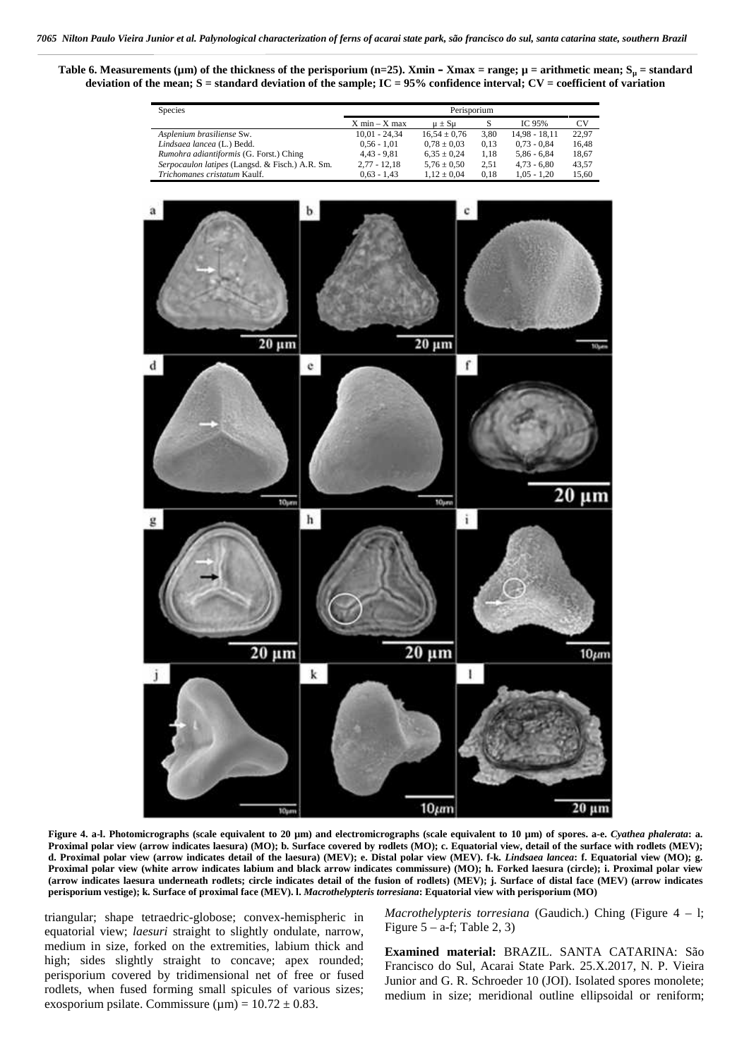**Table 6. Measurements (µm) of the thickness of the perisporium (n=25). Xmin – Xmax = range; µ = arithmetic mean; $S_\mu$ = standard deviation of the mean; S = standard deviation of the sample; IC = 95% confidence interval; CV = coefficient of variation**

| Species | Perisporium | | | | |
|---|---|---|---|---|---|
| | X min – X max | µ ± Sµ | S | IC 95% | CV |
| *Asplenium brasiliense* Sw. | 10,01 - 24,34 | 16,54 ± 0,76 | 3,80 | 14,98 - 18,11 | 22,97 |
| *Lindsaea lancea* (L.) Bedd. | 0,56 - 1,01 | 0,78 ± 0,03 | 0,13 | 0,73 - 0,84 | 16,48 |
| *Rumohra adiantiformis* (G. Forst.) Ching | 4,43 - 9,81 | 6,35 ± 0,24 | 1,18 | 5,86 - 6,84 | 18,67 |
| *Serpocaulon latipes* (Langsd. & Fisch.) A.R. Sm. | 2,77 - 12,18 | 5,76 ± 0,50 | 2,51 | 4,73 - 6,80 | 43,57 |
| *Trichomanes cristatum* Kaulf. | 0,63 - 1,43 | 1,12 ± 0,04 | 0,18 | 1,05 - 1,20 | 15,60 |

**Figure 4. a-l. Photomicrographs (scale equivalent to 20 µm) and electromicrographs (scale equivalent to 10 µm) of spores. a-e. *Cyathea phalerata*: a. Proximal polar view (arrow indicates laesura) (MO); b. Surface covered by rodlets (MO); c. Equatorial view, detail of the surface with rodlets (MEV); d. Proximal polar view (arrow indicates detail of the laesura) (MEV); e. Distal polar view (MEV). f-k. *Lindsaea lancea*: f. Equatorial view (MO); g. Proximal polar view (white arrow indicates labium and black arrow indicates commissure) (MO); h. Forked laesura (circle); i. Proximal polar view (arrow indicates laesura underneath rodlets; circle indicates detail of the fusion of rodlets) (MEV); j. Surface of distal face (MEV) (arrow indicates perisporium vestige); k. Surface of proximal face (MEV). l. *Macrothelypteris torresiana*: Equatorial view with perisporium (MO)**

triangular; shape tetraedric-globose; convex-hemispheric in equatorial view; *laesuri* straight to slightly ondulate, narrow, medium in size, forked on the extremities, labium thick and high; sides slightly straight to concave; apex rounded; perisporium covered by tridimensional net of free or fused rodlets, when fused forming small spicules of various sizes; exosporium psilate. Commissure (µm) = 10.72 ± 0.83.

*Macrothelypteris torresiana* (Gaudich.) Ching (Figure 4 – l; Figure 5 – a-f; Table 2, 3)

**Examined material:** BRAZIL. SANTA CATARINA: São Francisco do Sul, Acarai State Park. 25.X.2017, N. P. Vieira Junior and G. R. Schroeder 10 (JOI). Isolated spores monolete; medium in size; meridional outline ellipsoidal or reniform;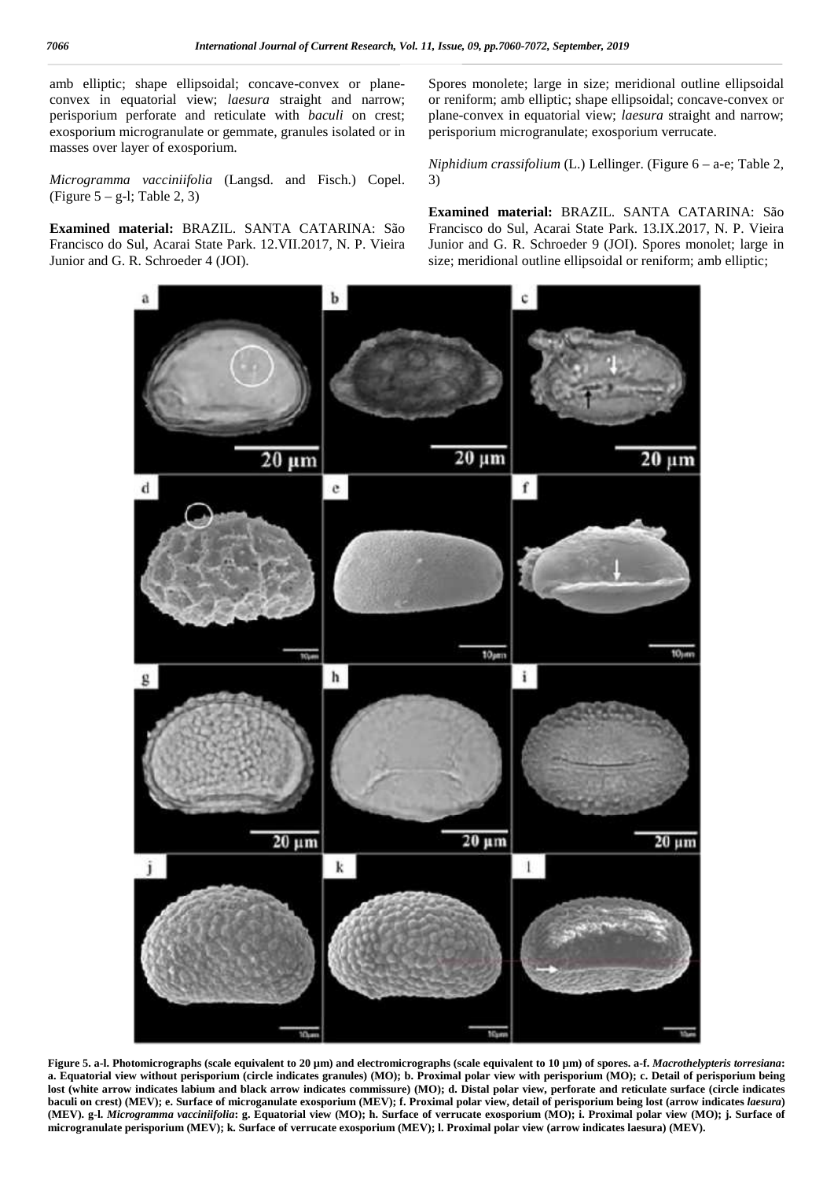amb elliptic; shape ellipsoidal; concave-convex or plane-convex in equatorial view; *laesura* straight and narrow; perisporium perforate and reticulate with *baculi* on crest; exosporium microgranulate or gemmate, granules isolated or in masses over layer of exosporium.

*Microgramma vacciniifolia* (Langsd. and Fisch.) Copel. (Figure 5 – g-l; Table 2, 3)

**Examined material:** BRAZIL. SANTA CATARINA: São Francisco do Sul, Acarai State Park. 12.VII.2017, N. P. Vieira Junior and G. R. Schroeder 4 (JOI).

Spores monolete; large in size; meridional outline ellipsoidal or reniform; amb elliptic; shape ellipsoidal; concave-convex or plane-convex in equatorial view; *laesura* straight and narrow; perisporium microgranulate; exosporium verrucate.

*Niphidium crassifolium* (L.) Lellinger. (Figure 6 – a-e; Table 2, 3)

**Examined material:** BRAZIL. SANTA CATARINA: São Francisco do Sul, Acarai State Park. 13.IX.2017, N. P. Vieira Junior and G. R. Schroeder 9 (JOI). Spores monolet; large in size; meridional outline ellipsoidal or reniform; amb elliptic;

**Figure 5. a-l. Photomicrographs (scale equivalent to 20 µm) and electromicrographs (scale equivalent to 10 µm) of spores. a-f. *Macrothelypteris torresiana*: a. Equatorial view without perisporium (circle indicates granules) (MO); b. Proximal polar view with perisporium (MO); c. Detail of perisporium being lost (white arrow indicates labium and black arrow indicates commissure) (MO); d. Distal polar view, perforate and reticulate surface (circle indicates baculi on crest) (MEV); e. Surface of microganulate exosporium (MEV); f. Proximal polar view, detail of perisporium being lost (arrow indicates *laesura*) (MEV). g-l. *Microgramma vacciniifolia*: g. Equatorial view (MO); h. Surface of verrucate exosporium (MO); i. Proximal polar view (MO); j. Surface of microgranulate perisporium (MEV); k. Surface of verrucate exosporium (MEV); l. Proximal polar view (arrow indicates laesura) (MEV).**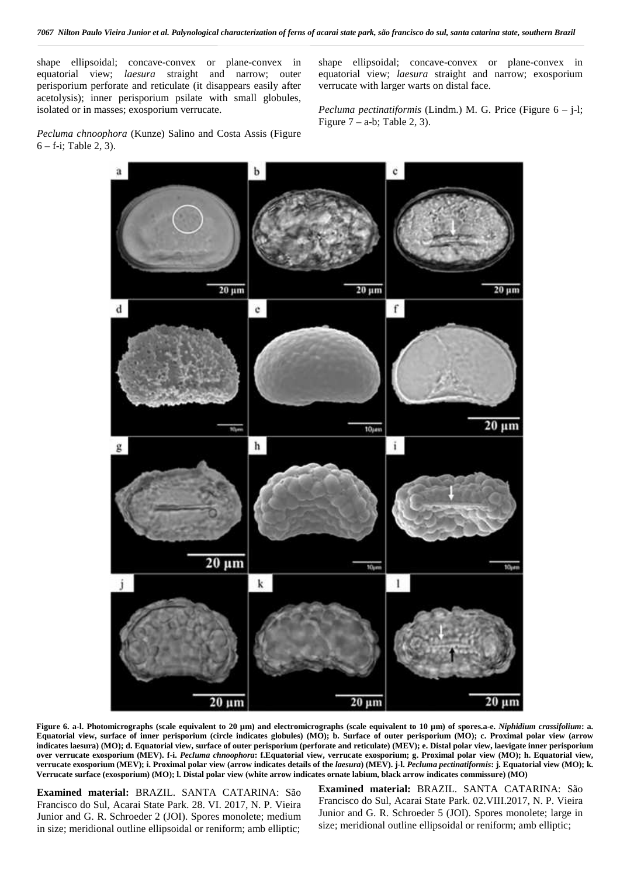shape ellipsoidal; concave-convex or plane-convex in equatorial view; *laesura* straight and narrow; outer perisporium perforate and reticulate (it disappears easily after acetolysis); inner perisporium psilate with small globules, isolated or in masses; exosporium verrucate.

*Pecluma chnoophora* (Kunze) Salino and Costa Assis (Figure 6 – f-i; Table 2, 3).

shape ellipsoidal; concave-convex or plane-convex in equatorial view; *laesura* straight and narrow; exosporium verrucate with larger warts on distal face.

*Pecluma pectinatiformis* (Lindm.) M. G. Price (Figure 6 – j-l; Figure 7 – a-b; Table 2, 3).

**Figure 6. a-l. Photomicrographs (scale equivalent to 20 µm) and electromicrographs (scale equivalent to 10 µm) of spores.a-e. *Niphidium crassifolium*: a. Equatorial view, surface of inner perisporium (circle indicates globules) (MO); b. Surface of outer perisporium (MO); c. Proximal polar view (arrow indicates laesura) (MO); d. Equatorial view, surface of outer perisporium (perforate and reticulate) (MEV); e. Distal polar view, laevigate inner perisporium over verrucate exosporium (MEV). f-i. *Pecluma chnoophora*: f.Equatorial view, verrucate exosporium; g. Proximal polar view (MO); h. Equatorial view, verrucate exosporium (MEV); i. Proximal polar view (arrow indicates details of the *laesura*) (MEV). j-l. *Pecluma pectinatiformis*: j. Equatorial view (MO); k. Verrucate surface (exosporium) (MO); l. Distal polar view (white arrow indicates ornate labium, black arrow indicates commissure) (MO)**

**Examined material:** BRAZIL. SANTA CATARINA: São Francisco do Sul, Acarai State Park. 28. VI. 2017, N. P. Vieira Junior and G. R. Schroeder 2 (JOI). Spores monolete; medium in size; meridional outline ellipsoidal or reniform; amb elliptic;

**Examined material:** BRAZIL. SANTA CATARINA: São Francisco do Sul, Acarai State Park. 02.VIII.2017, N. P. Vieira Junior and G. R. Schroeder 5 (JOI). Spores monolete; large in size; meridional outline ellipsoidal or reniform; amb elliptic;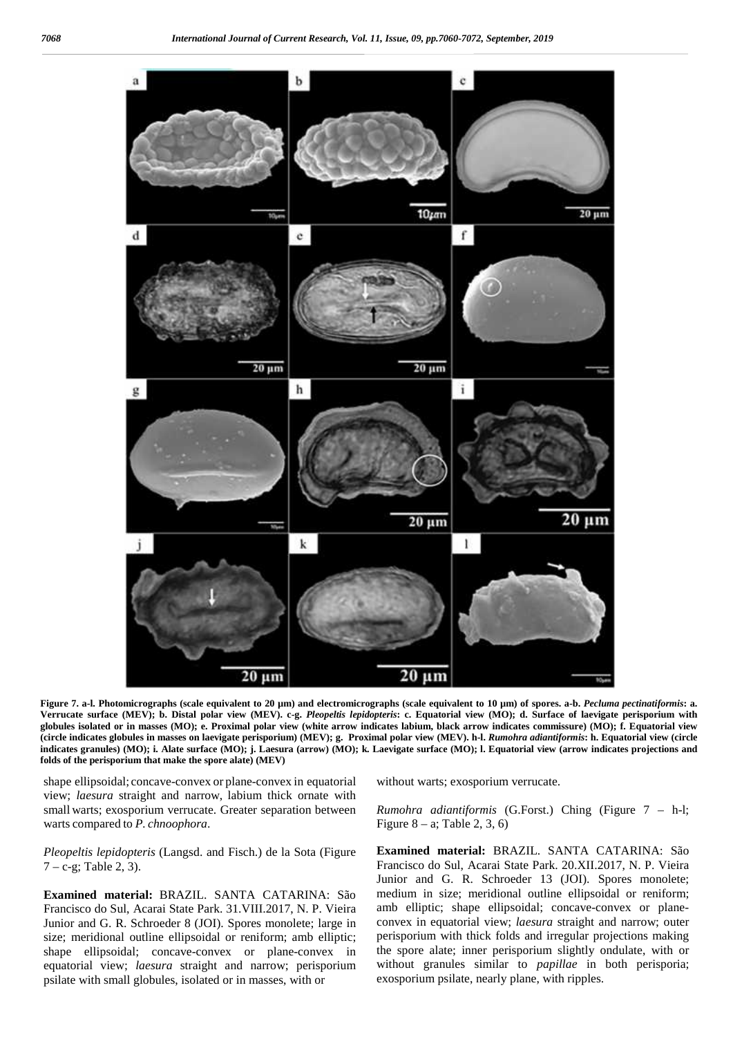**Figure 7. a-l. Photomicrographs (scale equivalent to 20 µm) and electromicrographs (scale equivalent to 10 µm) of spores. a-b. *Pecluma pectinatiformis*: a. Verrucate surface (MEV); b. Distal polar view (MEV). c-g. *Pleopeltis lepidopteris*: c. Equatorial view (MO); d. Surface of laevigate perisporium with globules isolated or in masses (MO); e. Proximal polar view (white arrow indicates labium, black arrow indicates commissure) (MO); f. Equatorial view (circle indicates globules in masses on laevigate perisporium) (MEV); g. Proximal polar view (MEV). h-l. *Rumohra adiantiformis*: h. Equatorial view (circle indicates granules) (MO); i. Alate surface (MO); j. Laesura (arrow) (MO); k. Laevigate surface (MO); l. Equatorial view (arrow indicates projections and folds of the perisporium that make the spore alate) (MEV)**

shape ellipsoidal; concave-convex or plane-convex in equatorial view; *laesura* straight and narrow, labium thick ornate with small warts; exosporium verrucate. Greater separation between warts compared to *P. chnoophora*.

*Pleopeltis lepidopteris* (Langsd. and Fisch.) de la Sota (Figure 7 – c-g; Table 2, 3).

**Examined material:** BRAZIL. SANTA CATARINA: São Francisco do Sul, Acarai State Park. 31.VIII.2017, N. P. Vieira Junior and G. R. Schroeder 8 (JOI). Spores monolete; large in size; meridional outline ellipsoidal or reniform; amb elliptic; shape ellipsoidal; concave-convex or plane-convex in equatorial view; *laesura* straight and narrow; perisporium psilate with small globules, isolated or in masses, with or without warts; exosporium verrucate.

*Rumohra adiantiformis* (G.Forst.) Ching (Figure 7 – h-l; Figure 8 – a; Table 2, 3, 6)

**Examined material:** BRAZIL. SANTA CATARINA: São Francisco do Sul, Acarai State Park. 20.XII.2017, N. P. Vieira Junior and G. R. Schroeder 13 (JOI). Spores monolete; medium in size; meridional outline ellipsoidal or reniform; amb elliptic; shape ellipsoidal; concave-convex or plane-convex in equatorial view; *laesura* straight and narrow; outer perisporium with thick folds and irregular projections making the spore alate; inner perisporium slightly ondulate, with or without granules similar to *papillae* in both perisporia; exosporium psilate, nearly plane, with ripples.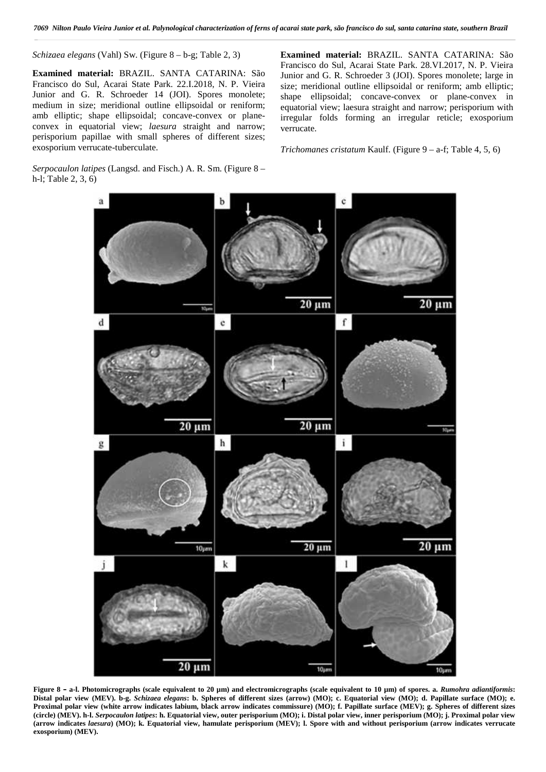*Schizaea elegans* (Vahl) Sw. (Figure 8 – b-g; Table 2, 3)

**Examined material:** BRAZIL. SANTA CATARINA: São Francisco do Sul, Acarai State Park. 22.I.2018, N. P. Vieira Junior and G. R. Schroeder 14 (JOI). Spores monolete; medium in size; meridional outline ellipsoidal or reniform; amb elliptic; shape ellipsoidal; concave-convex or plane-convex in equatorial view; *laesura* straight and narrow; perisporium papillae with small spheres of different sizes; exosporium verrucate-tuberculate.

*Serpocaulon latipes* (Langsd. and Fisch.) A. R. Sm. (Figure 8 – h-l; Table 2, 3, 6)

**Examined material:** BRAZIL. SANTA CATARINA: São Francisco do Sul, Acarai State Park. 28.VI.2017, N. P. Vieira Junior and G. R. Schroeder 3 (JOI). Spores monolete; large in size; meridional outline ellipsoidal or reniform; amb elliptic; shape ellipsoidal; concave-convex or plane-convex in equatorial view; laesura straight and narrow; perisporium with irregular folds forming an irregular reticle; exosporium verrucate.

*Trichomanes cristatum* Kaulf. (Figure 9 – a-f; Table 4, 5, 6)

**Figure 8 – a-l. Photomicrographs (scale equivalent to 20 µm) and electromicrographs (scale equivalent to 10 µm) of spores. a. *Rumohra adiantiformis*: Distal polar view (MEV). b-g. *Schizaea elegans*: b. Spheres of different sizes (arrow) (MO); c. Equatorial view (MO); d. Papillate surface (MO); e. Proximal polar view (white arrow indicates labium, black arrow indicates commissure) (MO); f. Papillate surface (MEV); g. Spheres of different sizes (circle) (MEV). h-l. *Serpocaulon latipes*: h. Equatorial view, outer perisporium (MO); i. Distal polar view, inner perisporium (MO); j. Proximal polar view (arrow indicates *laesura*) (MO); k. Equatorial view, hamulate perisporium (MEV); l. Spore with and without perisporium (arrow indicates verrucate exosporium) (MEV).**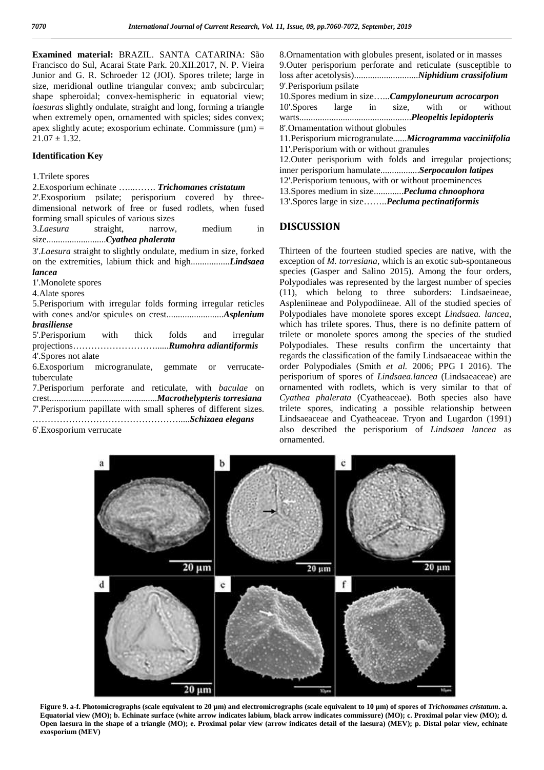**Examined material:** BRAZIL. SANTA CATARINA: São Francisco do Sul, Acarai State Park. 20.XII.2017, N. P. Vieira Junior and G. R. Schroeder 12 (JOI). Spores trilete; large in size, meridional outline triangular convex; amb subcircular; shape spheroidal; convex-hemispheric in equatorial view; *laesuras* slightly ondulate, straight and long, forming a triangle when extremely open, ornamented with spicles; sides convex; apex slightly acute; exosporium echinate. Commissure (μm) = 21.07 ± 1.32.

### Identification Key

1.Trilete spores

2.Exosporium echinate ……..…. ***Trichomanes cristatum***

2'.Exosporium psilate; perisporium covered by three-dimensional network of free or fused rodlets, when fused forming small spicules of various sizes

3.*Laesura* straight, narrow, medium in size..........................***Cyathea phalerata***

3'.*Laesura* straight to slightly ondulate, medium in size, forked on the extremities, labium thick and high.................***Lindsaea lancea***

1'.Monolete spores

4.Alate spores

5.Perisporium with irregular folds forming irregular reticles with cones and/or spicules on crest.........................***Asplenium brasiliense***

5'.Perisporium with thick folds and irregular projections………………………......***Rumohra adiantiformis***

4'.Spores not alate

6.Exosporium microgranulate, gemmate or verrucate-tuberculate

7.Perisporium perforate and reticulate, with *baculae* on crest...............................................***Macrothelypteris torresiana***

7'.Perisporium papillate with small spheres of different sizes. ………………………………………….....***Schizaea elegans***

6'.Exosporium verrucate

8.Ornamentation with globules present, isolated or in masses

9.Outer perisporium perforate and reticulate (susceptible to loss after acetolysis)............................***Niphidium crassifolium***

9'.Perisporium psilate

10.Spores medium in size…...***Campyloneurum acrocarpon***

10'.Spores large in size, with or without warts.................................................***Pleopeltis lepidopteris***

8'.Ornamentation without globules

11.Perisporium microgranulate......***Microgramma vacciniifolia***

11'.Perisporium with or without granules

12.Outer perisporium with folds and irregular projections; inner perisporium hamulate.................***Serpocaulon latipes***

12'.Perisporium tenuous, with or without proeminences

13.Spores medium in size.............***Pecluma chnoophora***

13'.Spores large in size……..***Pecluma pectinatiformis***

## DISCUSSION

Thirteen of the fourteen studied species are native, with the exception of *M. torresiana*, which is an exotic sub-spontaneous species (Gasper and Salino 2015). Among the four orders, Polypodiales was represented by the largest number of species (11), which belong to three suborders: Lindsaeineae, Aspleniineae and Polypodiineae. All of the studied species of Polypodiales have monolete spores except *Lindsaea. lancea*, which has trilete spores. Thus, there is no definite pattern of trilete or monolete spores among the species of the studied Polypodiales. These results confirm the uncertainty that regards the classification of the family Lindsaeaceae within the order Polypodiales (Smith *et al.* 2006; PPG I 2016). The perisporium of spores of *Lindsaea.lancea* (Lindsaeaceae) are ornamented with rodlets, which is very similar to that of *Cyathea phalerata* (Cyatheaceae). Both species also have trilete spores, indicating a possible relationship between Lindsaeaceae and Cyatheaceae. Tryon and Lugardon (1991) also described the perisporium of *Lindsaea lancea* as ornamented.

**Figure 9. a-f. Photomicrographs (scale equivalent to 20 μm) and electromicrographs (scale equivalent to 10 μm) of spores of *Trichomanes cristatum*. a. Equatorial view (MO); b. Echinate surface (white arrow indicates labium, black arrow indicates commissure) (MO); c. Proximal polar view (MO); d. Open laesura in the shape of a triangle (MO); e. Proximal polar view (arrow indicates detail of the laesura) (MEV); p. Distal polar view, echinate exosporium (MEV)**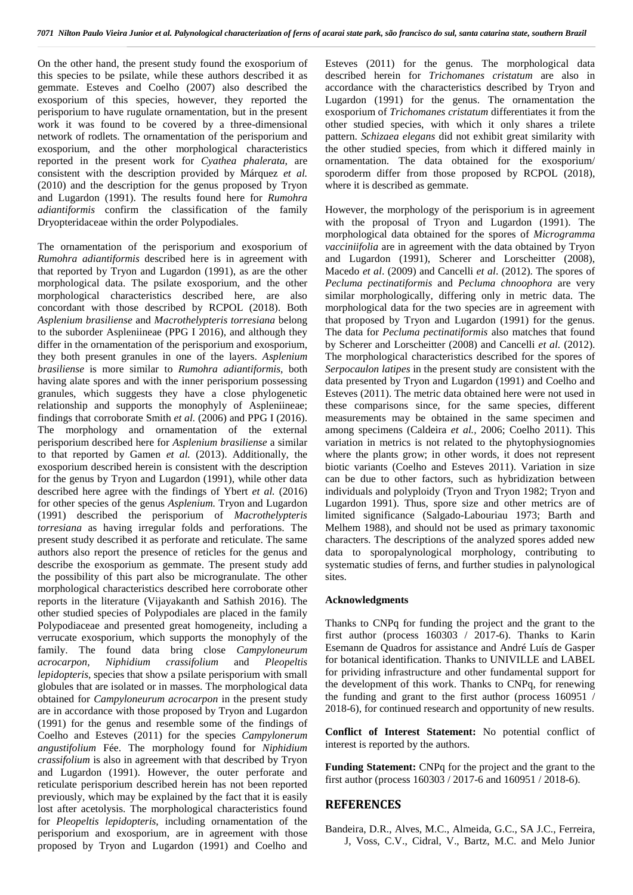On the other hand, the present study found the exosporium of this species to be psilate, while these authors described it as gemmate. Esteves and Coelho (2007) also described the exosporium of this species, however, they reported the perisporium to have rugulate ornamentation, but in the present work it was found to be covered by a three-dimensional network of rodlets. The ornamentation of the perisporium and exosporium, and the other morphological characteristics reported in the present work for *Cyathea phalerata*, are consistent with the description provided by Márquez *et al.* (2010) and the description for the genus proposed by Tryon and Lugardon (1991). The results found here for *Rumohra adiantiformis* confirm the classification of the family Dryopteridaceae within the order Polypodiales.

The ornamentation of the perisporium and exosporium of *Rumohra adiantiformis* described here is in agreement with that reported by Tryon and Lugardon (1991), as are the other morphological data. The psilate exosporium, and the other morphological characteristics described here, are also concordant with those described by RCPOL (2018). Both *Asplenium brasiliense* and *Macrothelypteris torresiana* belong to the suborder Aspleniineae (PPG I 2016), and although they differ in the ornamentation of the perisporium and exosporium, they both present granules in one of the layers. *Asplenium brasiliense* is more similar to *Rumohra adiantiformis*, both having alate spores and with the inner perisporium possessing granules, which suggests they have a close phylogenetic relationship and supports the monophyly of Aspleniineae; findings that corroborate Smith *et al.* (2006) and PPG I (2016). The morphology and ornamentation of the external perisporium described here for *Asplenium brasiliense* a similar to that reported by Gamen *et al.* (2013). Additionally, the exosporium described herein is consistent with the description for the genus by Tryon and Lugardon (1991), while other data described here agree with the findings of Ybert *et al.* (2016) for other species of the genus *Asplenium.* Tryon and Lugardon (1991) described the perisporium of *Macrothelypteris torresiana* as having irregular folds and perforations. The present study described it as perforate and reticulate. The same authors also report the presence of reticles for the genus and describe the exosporium as gemmate. The present study add the possibility of this part also be microgranulate. The other morphological characteristics described here corroborate other reports in the literature (Vijayakanth and Sathish 2016). The other studied species of Polypodiales are placed in the family Polypodiaceae and presented great homogeneity, including a verrucate exosporium, which supports the monophyly of the family. The found data bring close *Campyloneurum acrocarpon, Niphidium crassifolium* and *Pleopeltis lepidopteris*, species that show a psilate perisporium with small globules that are isolated or in masses. The morphological data obtained for *Campyloneurum acrocarpon* in the present study are in accordance with those proposed by Tryon and Lugardon (1991) for the genus and resemble some of the findings of Coelho and Esteves (2011) for the species *Campylonerum angustifolium* Fée. The morphology found for *Niphidium crassifolium* is also in agreement with that described by Tryon and Lugardon (1991). However, the outer perforate and reticulate perisporium described herein has not been reported previously, which may be explained by the fact that it is easily lost after acetolysis. The morphological characteristics found for *Pleopeltis lepidopteris*, including ornamentation of the perisporium and exosporium, are in agreement with those proposed by Tryon and Lugardon (1991) and Coelho and Esteves (2011) for the genus. The morphological data described herein for *Trichomanes cristatum* are also in accordance with the characteristics described by Tryon and Lugardon (1991) for the genus. The ornamentation the exosporium of *Trichomanes cristatum* differentiates it from the other studied species, with which it only shares a trilete pattern. *Schizaea elegans* did not exhibit great similarity with the other studied species, from which it differed mainly in ornamentation. The data obtained for the exosporium/ sporoderm differ from those proposed by RCPOL (2018), where it is described as gemmate.

However, the morphology of the perisporium is in agreement with the proposal of Tryon and Lugardon (1991). The morphological data obtained for the spores of *Microgramma vacciniifolia* are in agreement with the data obtained by Tryon and Lugardon (1991), Scherer and Lorscheitter (2008), Macedo *et al*. (2009) and Cancelli *et al*. (2012). The spores of *Pecluma pectinatiformis* and *Pecluma chnoophora* are very similar morphologically, differing only in metric data. The morphological data for the two species are in agreement with that proposed by Tryon and Lugardon (1991) for the genus. The data for *Pecluma pectinatiformis* also matches that found by Scherer and Lorscheitter (2008) and Cancelli *et al.* (2012). The morphological characteristics described for the spores of *Serpocaulon latipes* in the present study are consistent with the data presented by Tryon and Lugardon (1991) and Coelho and Esteves (2011). The metric data obtained here were not used in these comparisons since, for the same species, different measurements may be obtained in the same specimen and among specimens (Caldeira *et al.*, 2006; Coelho 2011). This variation in metrics is not related to the phytophysiognomies where the plants grow; in other words, it does not represent biotic variants (Coelho and Esteves 2011). Variation in size can be due to other factors, such as hybridization between individuals and polyploidy (Tryon and Tryon 1982; Tryon and Lugardon 1991). Thus, spore size and other metrics are of limited significance (Salgado-Labouriau 1973; Barth and Melhem 1988), and should not be used as primary taxonomic characters. The descriptions of the analyzed spores added new data to sporopalynological morphology, contributing to systematic studies of ferns, and further studies in palynological sites.

### Acknowledgments

Thanks to CNPq for funding the project and the grant to the first author (process 160303 / 2017-6). Thanks to Karin Esemann de Quadros for assistance and André Luís de Gasper for botanical identification. Thanks to UNIVILLE and LABEL for providing infrastructure and other fundamental support for the development of this work. Thanks to CNPq, for renewing the funding and grant to the first author (process 160951 / 2018-6), for continued research and opportunity of new results.

**Conflict of Interest Statement:** No potential conflict of interest is reported by the authors.

**Funding Statement:** CNPq for the project and the grant to the first author (process 160303 / 2017-6 and 160951 / 2018-6).

## REFERENCES

Bandeira, D.R., Alves, M.C., Almeida, G.C., SA J.C., Ferreira, J, Voss, C.V., Cidral, V., Bartz, M.C. and Melo Junior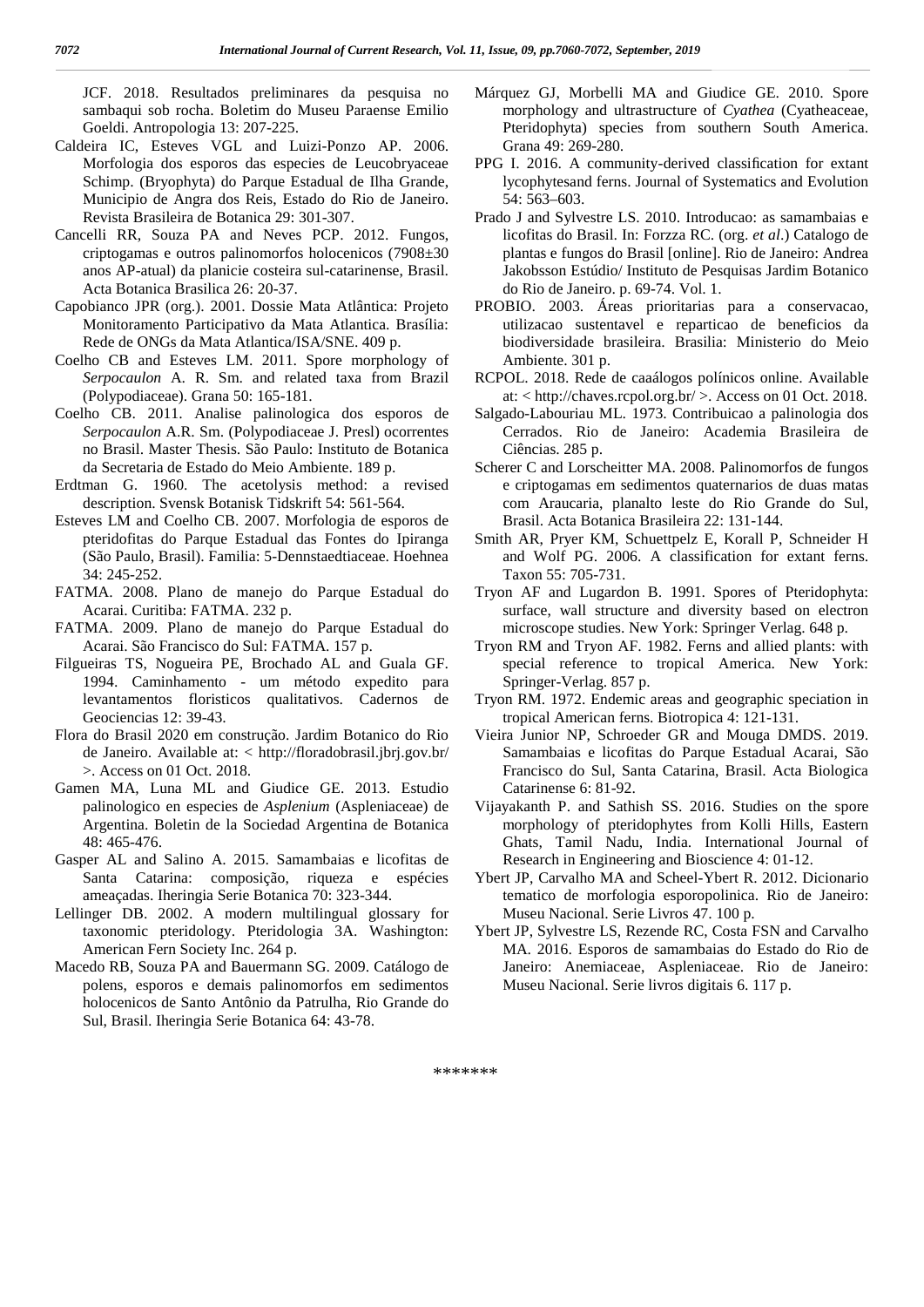JCF. 2018. Resultados preliminares da pesquisa no sambaqui sob rocha. Boletim do Museu Paraense Emilio Goeldi. Antropologia 13: 207-225.

Caldeira IC, Esteves VGL and Luizi-Ponzo AP. 2006. Morfologia dos esporos das especies de Leucobryaceae Schimp. (Bryophyta) do Parque Estadual de Ilha Grande, Municipio de Angra dos Reis, Estado do Rio de Janeiro. Revista Brasileira de Botanica 29: 301-307.

Cancelli RR, Souza PA and Neves PCP. 2012. Fungos, criptogamas e outros palinomorfos holocenicos (7908±30 anos AP-atual) da planicie costeira sul-catarinense, Brasil. Acta Botanica Brasilica 26: 20-37.

Capobianco JPR (org.). 2001. Dossie Mata Atlântica: Projeto Monitoramento Participativo da Mata Atlantica. Brasília: Rede de ONGs da Mata Atlantica/ISA/SNE. 409 p.

Coelho CB and Esteves LM. 2011. Spore morphology of *Serpocaulon* A. R. Sm. and related taxa from Brazil (Polypodiaceae). Grana 50: 165-181.

Coelho CB. 2011. Analise palinologica dos esporos de *Serpocaulon* A.R. Sm. (Polypodiaceae J. Presl) ocorrentes no Brasil. Master Thesis. São Paulo: Instituto de Botanica da Secretaria de Estado do Meio Ambiente. 189 p.

Erdtman G. 1960. The acetolysis method: a revised description. Svensk Botanisk Tidskrift 54: 561-564.

Esteves LM and Coelho CB. 2007. Morfologia de esporos de pteridofitas do Parque Estadual das Fontes do Ipiranga (São Paulo, Brasil). Familia: 5-Dennstaedtiaceae. Hoehnea 34: 245-252.

FATMA. 2008. Plano de manejo do Parque Estadual do Acarai. Curitiba: FATMA. 232 p.

FATMA. 2009. Plano de manejo do Parque Estadual do Acarai. São Francisco do Sul: FATMA. 157 p.

Filgueiras TS, Nogueira PE, Brochado AL and Guala GF. 1994. Caminhamento - um método expedito para levantamentos floristicos qualitativos. Cadernos de Geociencias 12: 39-43.

Flora do Brasil 2020 em construção. Jardim Botanico do Rio de Janeiro. Available at: < http://floradobrasil.jbrj.gov.br/ >. Access on 01 Oct. 2018.

Gamen MA, Luna ML and Giudice GE. 2013. Estudio palinologico en especies de *Asplenium* (Aspleniaceae) de Argentina. Boletin de la Sociedad Argentina de Botanica 48: 465-476.

Gasper AL and Salino A. 2015. Samambaias e licofitas de Santa Catarina: composição, riqueza e espécies ameaçadas. Iheringia Serie Botanica 70: 323-344.

Lellinger DB. 2002. A modern multilingual glossary for taxonomic pteridology. Pteridologia 3A. Washington: American Fern Society Inc. 264 p.

Macedo RB, Souza PA and Bauermann SG. 2009. Catálogo de polens, esporos e demais palinomorfos em sedimentos holocenicos de Santo Antônio da Patrulha, Rio Grande do Sul, Brasil. Iheringia Serie Botanica 64: 43-78.

Márquez GJ, Morbelli MA and Giudice GE. 2010. Spore morphology and ultrastructure of *Cyathea* (Cyatheaceae, Pteridophyta) species from southern South America. Grana 49: 269-280.

PPG I. 2016. A community-derived classification for extant lycophytesand ferns. Journal of Systematics and Evolution 54: 563–603.

Prado J and Sylvestre LS. 2010. Introducao: as samambaias e licofitas do Brasil. In: Forzza RC. (org. *et al*.) Catalogo de plantas e fungos do Brasil [online]. Rio de Janeiro: Andrea Jakobsson Estúdio/ Instituto de Pesquisas Jardim Botanico do Rio de Janeiro. p. 69-74. Vol. 1.

PROBIO. 2003. Áreas prioritarias para a conservacao, utilizacao sustentavel e reparticao de beneficios da biodiversidade brasileira. Brasilia: Ministerio do Meio Ambiente. 301 p.

RCPOL. 2018. Rede de caaálogos polínicos online. Available at: < http://chaves.rcpol.org.br/ >. Access on 01 Oct. 2018.

Salgado-Labouriau ML. 1973. Contribuicao a palinologia dos Cerrados. Rio de Janeiro: Academia Brasileira de Ciências. 285 p.

Scherer C and Lorscheitter MA. 2008. Palinomorfos de fungos e criptogamas em sedimentos quaternarios de duas matas com Araucaria, planalto leste do Rio Grande do Sul, Brasil. Acta Botanica Brasileira 22: 131-144.

Smith AR, Pryer KM, Schuettpelz E, Korall P, Schneider H and Wolf PG. 2006. A classification for extant ferns. Taxon 55: 705-731.

Tryon AF and Lugardon B. 1991. Spores of Pteridophyta: surface, wall structure and diversity based on electron microscope studies. New York: Springer Verlag. 648 p.

Tryon RM and Tryon AF. 1982. Ferns and allied plants: with special reference to tropical America. New York: Springer-Verlag. 857 p.

Tryon RM. 1972. Endemic areas and geographic speciation in tropical American ferns. Biotropica 4: 121-131.

Vieira Junior NP, Schroeder GR and Mouga DMDS. 2019. Samambaias e licofitas do Parque Estadual Acarai, São Francisco do Sul, Santa Catarina, Brasil. Acta Biologica Catarinense 6: 81-92.

Vijayakanth P. and Sathish SS. 2016. Studies on the spore morphology of pteridophytes from Kolli Hills, Eastern Ghats, Tamil Nadu, India. International Journal of Research in Engineering and Bioscience 4: 01-12.

Ybert JP, Carvalho MA and Scheel-Ybert R. 2012. Dicionario tematico de morfologia esporopolinica. Rio de Janeiro: Museu Nacional. Serie Livros 47. 100 p.

Ybert JP, Sylvestre LS, Rezende RC, Costa FSN and Carvalho MA. 2016. Esporos de samambaias do Estado do Rio de Janeiro: Anemiaceae, Aspleniaceae. Rio de Janeiro: Museu Nacional. Serie livros digitais 6. 117 p.

*******